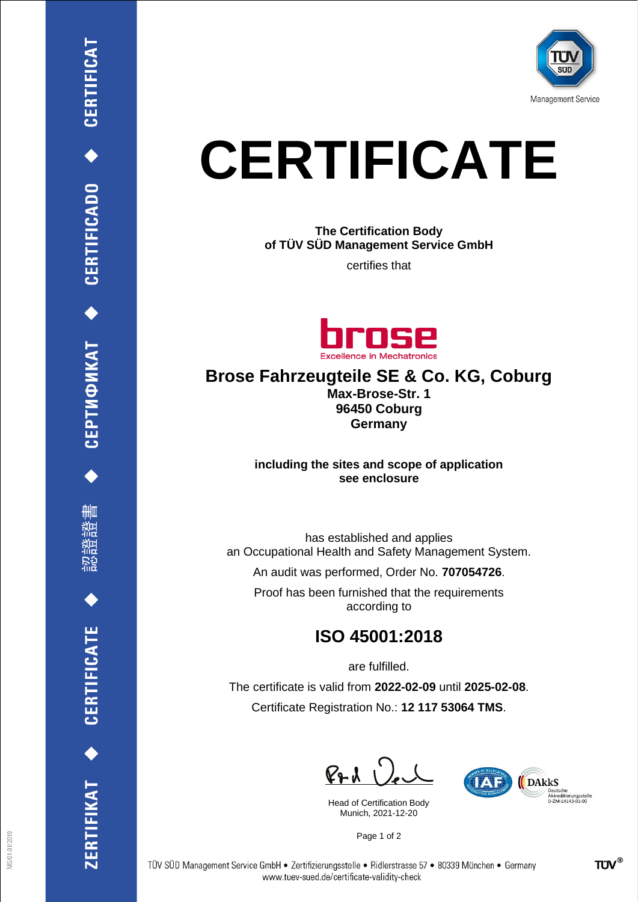# CERTIFICATE

**The Certification Body**
**of TÜV SÜD Management Service GmbH**

certifies that

## Brose Fahrzeugteile SE & Co. KG, Coburg

**Max-Brose-Str. 1**
**96450 Coburg**
**Germany**

**including the sites and scope of application**
**see enclosure**

has established and applies
an Occupational Health and Safety Management System.

An audit was performed, Order No. **707054726**.

Proof has been furnished that the requirements
according to

## ISO 45001:2018

are fulfilled.

The certificate is valid from **2022-02-09** until **2025-02-08**.

Certificate Registration No.: **12 117 53064 TMS**.

Head of Certification Body
Munich, 2021-12-20

TÜV SÜD Management Service GmbH • Zertifizierungsstelle • Ridlerstrasse 57 • 80339 München • Germany
www.tuev-sued.de/certificate-validity-check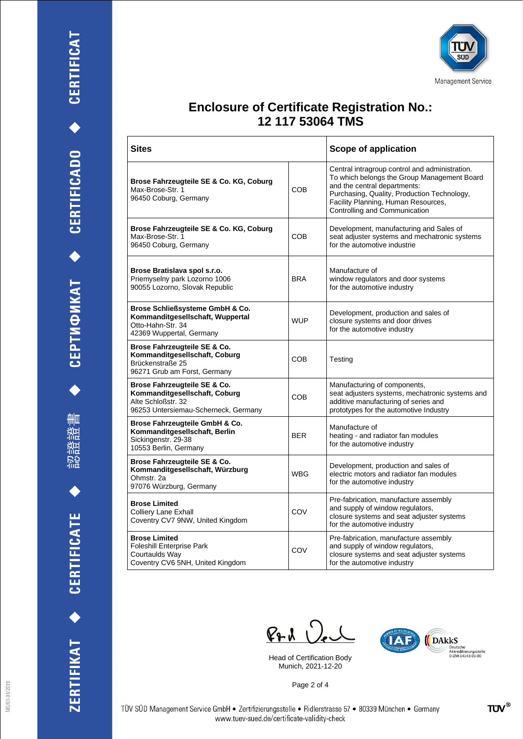Management Service

# Enclosure of Certificate Registration No.: 12 117 53064 TMS

| Sites | | Scope of application |
|---|---|---|
| **Brose Fahrzeugteile SE & Co. KG, Coburg**<br>Max-Brose-Str. 1<br>96450 Coburg, Germany | COB | Central intragroup control and administration. To which belongs the Group Management Board and the central departments: Purchasing, Quality, Production Technology, Facility Planning, Human Resources, Controlling and Communication |
| **Brose Fahrzeugteile SE & Co. KG, Coburg**<br>Max-Brose-Str. 1<br>96450 Coburg, Germany | COB | Development, manufacturing and Sales of seat adjuster systems and mechatronic systems for the automotive industrie |
| **Brose Bratislava spol s.r.o.**<br>Priemyselny park Lozorno 1006<br>90055 Lozorno, Slovak Republic | BRA | Manufacture of window regulators and door systems for the automotive industry |
| **Brose Schließsysteme GmbH & Co. Kommanditgesellschaft, Wuppertal**<br>Otto-Hahn-Str. 34<br>42369 Wuppertal, Germany | WUP | Development, production and sales of closure systems and door drives for the automotive industry |
| **Brose Fahrzeugteile SE & Co. Kommanditgesellschaft, Coburg**<br>Brückenstraße 25<br>96271 Grub am Forst, Germany | COB | Testing |
| **Brose Fahrzeugteile SE & Co. Kommanditgesellschaft, Coburg**<br>Alte Schloßstr. 32<br>96253 Untersiemau-Scherneck, Germany | COB | Manufacturing of components, seat adjusters systems, mechatronic systems and additive manufacturing of series and prototypes for the automotive Industry |
| **Brose Fahrzeugteile GmbH & Co. Kommanditgesellschaft, Berlin**<br>Sickingenstr. 29-38<br>10553 Berlin, Germany | BER | Manufacture of heating - and radiator fan modules for the automotive industry |
| **Brose Fahrzeugteile SE & Co. Kommanditgesellschaft, Würzburg**<br>Ohmstr. 2a<br>97076 Würzburg, Germany | WBG | Development, production and sales of electric motors and radiator fan modules for the automotive industry |
| **Brose Limited**<br>Colliery Lane Exhall<br>Coventry CV7 9NW, United Kingdom | COV | Pre-fabrication, manufacture assembly and supply of window regulators, closure systems and seat adjuster systems for the automotive industry |
| **Brose Limited**<br>Foleshill Enterprise Park<br>Courtaulds Way<br>Coventry CV6 5NH, United Kingdom | COV | Pre-fabrication, manufacture assembly and supply of window regulators, closure systems and seat adjuster systems for the automotive industry |

Head of Certification Body
Munich, 2021-12-20

DAkkS Deutsche Akkreditierungsstelle D-ZM-14143-01-00

TÜV SÜD Management Service GmbH • Zertifizierungsstelle • Ridlerstrasse 57 • 80339 München • Germany
www.tuev-sued.de/certificate-validity-check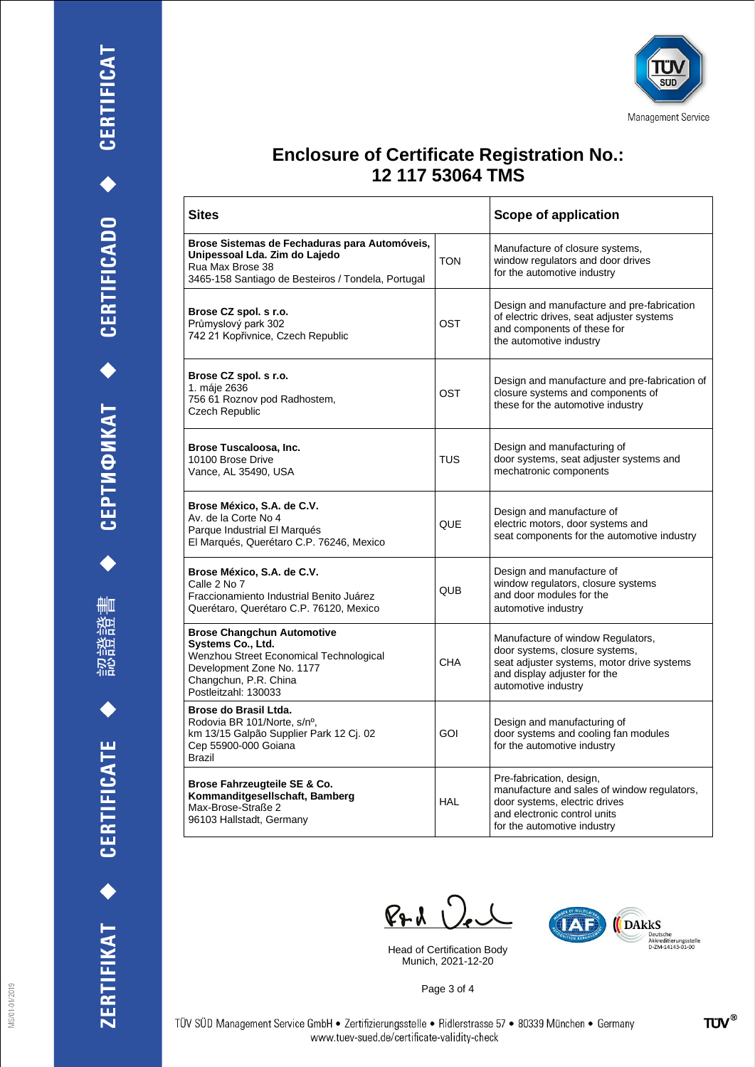TÜV SÜD Management Service

# Enclosure of Certificate Registration No.: 12 117 53064 TMS

| Sites | | Scope of application |
|---|---|---|
| **Brose Sistemas de Fechaduras para Automóveis, Unipessoal Lda. Zim do Lajedo**<br>Rua Max Brose 38<br>3465-158 Santiago de Besteiros / Tondela, Portugal | TON | Manufacture of closure systems, window regulators and door drives for the automotive industry |
| **Brose CZ spol. s r.o.**<br>Průmyslový park 302<br>742 21 Kopřivnice, Czech Republic | OST | Design and manufacture and pre-fabrication of electric drives, seat adjuster systems and components of these for the automotive industry |
| **Brose CZ spol. s r.o.**<br>1. máje 2636<br>756 61 Roznov pod Radhostem, Czech Republic | OST | Design and manufacture and pre-fabrication of closure systems and components of these for the automotive industry |
| **Brose Tuscaloosa, Inc.**<br>10100 Brose Drive<br>Vance, AL 35490, USA | TUS | Design and manufacturing of door systems, seat adjuster systems and mechatronic components |
| **Brose México, S.A. de C.V.**<br>Av. de la Corte No 4<br>Parque Industrial El Marqués<br>El Marqués, Querétaro C.P. 76246, Mexico | QUE | Design and manufacture of electric motors, door systems and seat components for the automotive industry |
| **Brose México, S.A. de C.V.**<br>Calle 2 No 7<br>Fraccionamiento Industrial Benito Juárez<br>Querétaro, Querétaro C.P. 76120, Mexico | QUB | Design and manufacture of window regulators, closure systems and door modules for the automotive industry |
| **Brose Changchun Automotive Systems Co., Ltd.**<br>Wenzhou Street Economical Technological Development Zone No. 1177<br>Changchun, P.R. China<br>Postleitzahl: 130033 | CHA | Manufacture of window Regulators, door systems, closure systems, seat adjuster systems, motor drive systems and display adjuster for the automotive industry |
| **Brose do Brasil Ltda.**<br>Rodovia BR 101/Norte, s/nº,<br>km 13/15 Galpão Supplier Park 12 Cj. 02<br>Cep 55900-000 Goiana<br>Brazil | GOI | Design and manufacturing of door systems and cooling fan modules for the automotive industry |
| **Brose Fahrzeugteile SE & Co. Kommanditgesellschaft, Bamberg**<br>Max-Brose-Straße 2<br>96103 Hallstadt, Germany | HAL | Pre-fabrication, design, manufacture and sales of window regulators, door systems, electric drives and electronic control units for the automotive industry |

Head of Certification Body
Munich, 2021-12-20

DAkkS Deutsche Akkreditierungsstelle D-ZM-14143-01-00

TÜV SÜD Management Service GmbH • Zertifizierungsstelle • Ridlerstrasse 57 • 80339 München • Germany
www.tuev-sued.de/certificate-validity-check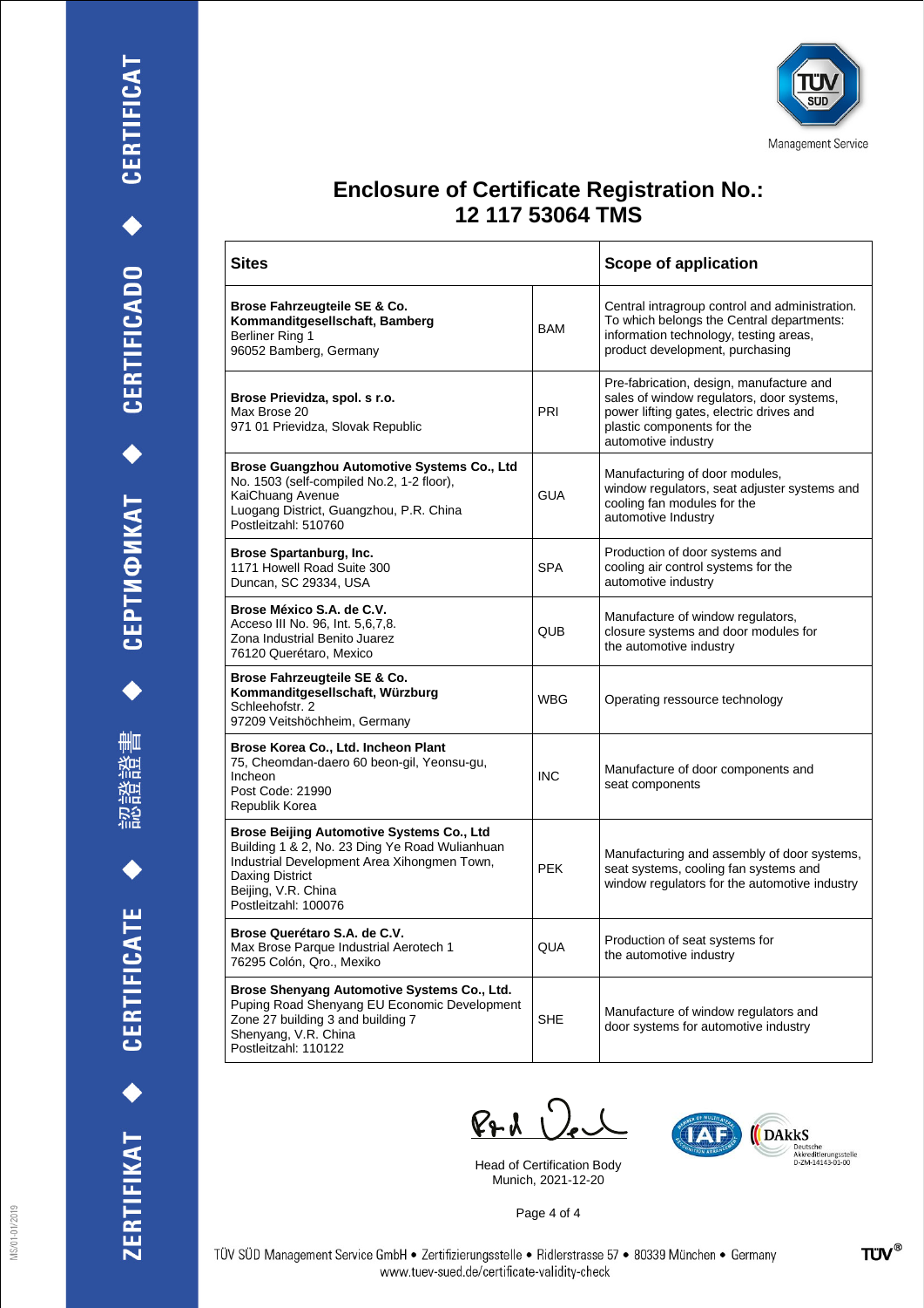TÜV SÜD Management Service

# Enclosure of Certificate Registration No.: 12 117 53064 TMS

| Sites | | Scope of application |
|---|---|---|
| **Brose Fahrzeugteile SE & Co. Kommanditgesellschaft, Bamberg** Berliner Ring 1 96052 Bamberg, Germany | BAM | Central intragroup control and administration. To which belongs the Central departments: information technology, testing areas, product development, purchasing |
| **Brose Prievidza, spol. s r.o.** Max Brose 20 971 01 Prievidza, Slovak Republic | PRI | Pre-fabrication, design, manufacture and sales of window regulators, door systems, power lifting gates, electric drives and plastic components for the automotive industry |
| **Brose Guangzhou Automotive Systems Co., Ltd** No. 1503 (self-compiled No.2, 1-2 floor), KaiChuang Avenue Luogang District, Guangzhou, P.R. China Postleitzahl: 510760 | GUA | Manufacturing of door modules, window regulators, seat adjuster systems and cooling fan modules for the automotive Industry |
| **Brose Spartanburg, Inc.** 1171 Howell Road Suite 300 Duncan, SC 29334, USA | SPA | Production of door systems and cooling air control systems for the automotive industry |
| **Brose México S.A. de C.V.** Acceso III No. 96, Int. 5,6,7,8. Zona Industrial Benito Juarez 76120 Querétaro, Mexico | QUB | Manufacture of window regulators, closure systems and door modules for the automotive industry |
| **Brose Fahrzeugteile SE & Co. Kommanditgesellschaft, Würzburg** Schleehofstr. 2 97209 Veitshöchheim, Germany | WBG | Operating ressource technology |
| **Brose Korea Co., Ltd. Incheon Plant** 75, Cheomdan-daero 60 beon-gil, Yeonsu-gu, Incheon Post Code: 21990 Republik Korea | INC | Manufacture of door components and seat components |
| **Brose Beijing Automotive Systems Co., Ltd** Building 1 & 2, No. 23 Ding Ye Road Wulianhuan Industrial Development Area Xihongmen Town, Daxing District Beijing, V.R. China Postleitzahl: 100076 | PEK | Manufacturing and assembly of door systems, seat systems, cooling fan systems and window regulators for the automotive industry |
| **Brose Querétaro S.A. de C.V.** Max Brose Parque Industrial Aerotech 1 76295 Colón, Qro., Mexiko | QUA | Production of seat systems for the automotive industry |
| **Brose Shenyang Automotive Systems Co., Ltd.** Puping Road Shenyang EU Economic Development Zone 27 building 3 and building 7 Shenyang, V.R. China Postleitzahl: 110122 | SHE | Manufacture of window regulators and door systems for automotive industry |

Head of Certification Body
Munich, 2021-12-20

DAkkS Deutsche Akkreditierungsstelle D-ZM-14143-01-00

TÜV SÜD Management Service GmbH • Zertifizierungsstelle • Ridlerstrasse 57 • 80339 München • Germany
www.tuev-sued.de/certificate-validity-check